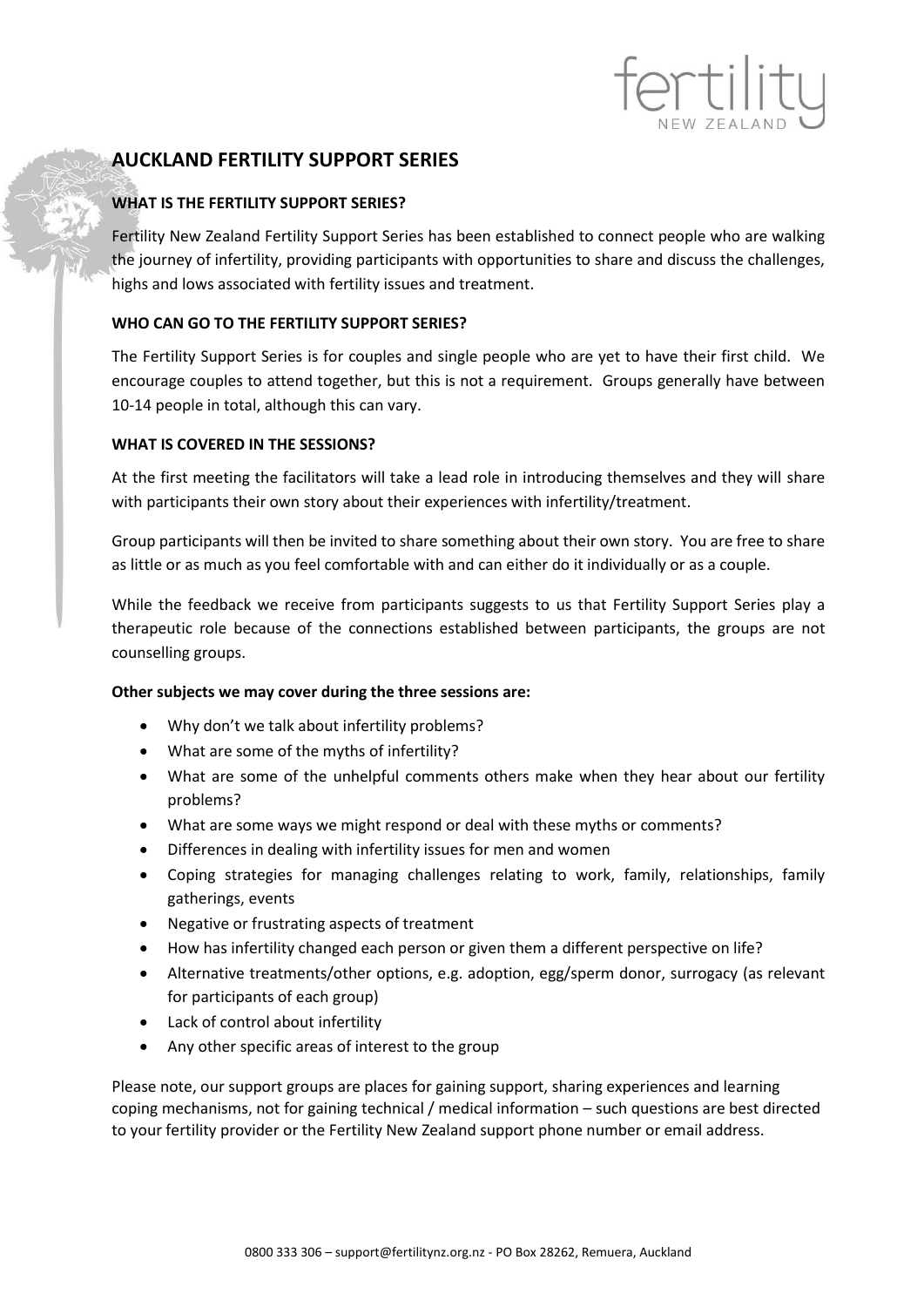fertility NEW ZEALAND

# AUCKLAND FERTILITY SUPPORT SERIES

### WHAT IS THE FERTILITY SUPPORT SERIES?

Fertility New Zealand Fertility Support Series has been established to connect people who are walking the journey of infertility, providing participants with opportunities to share and discuss the challenges, highs and lows associated with fertility issues and treatment.

### WHO CAN GO TO THE FERTILITY SUPPORT SERIES?

The Fertility Support Series is for couples and single people who are yet to have their first child. We encourage couples to attend together, but this is not a requirement. Groups generally have between 10-14 people in total, although this can vary.

### WHAT IS COVERED IN THE SESSIONS?

At the first meeting the facilitators will take a lead role in introducing themselves and they will share with participants their own story about their experiences with infertility/treatment.

Group participants will then be invited to share something about their own story. You are free to share as little or as much as you feel comfortable with and can either do it individually or as a couple.

While the feedback we receive from participants suggests to us that Fertility Support Series play a therapeutic role because of the connections established between participants, the groups are not counselling groups.

**Other subjects we may cover during the three sessions are:**

- Why don't we talk about infertility problems?
- What are some of the myths of infertility?
- What are some of the unhelpful comments others make when they hear about our fertility problems?
- What are some ways we might respond or deal with these myths or comments?
- Differences in dealing with infertility issues for men and women
- Coping strategies for managing challenges relating to work, family, relationships, family gatherings, events
- Negative or frustrating aspects of treatment
- How has infertility changed each person or given them a different perspective on life?
- Alternative treatments/other options, e.g. adoption, egg/sperm donor, surrogacy (as relevant for participants of each group)
- Lack of control about infertility
- Any other specific areas of interest to the group

Please note, our support groups are places for gaining support, sharing experiences and learning coping mechanisms, not for gaining technical / medical information – such questions are best directed to your fertility provider or the Fertility New Zealand support phone number or email address.

0800 333 306 – support@fertilitynz.org.nz - PO Box 28262, Remuera, Auckland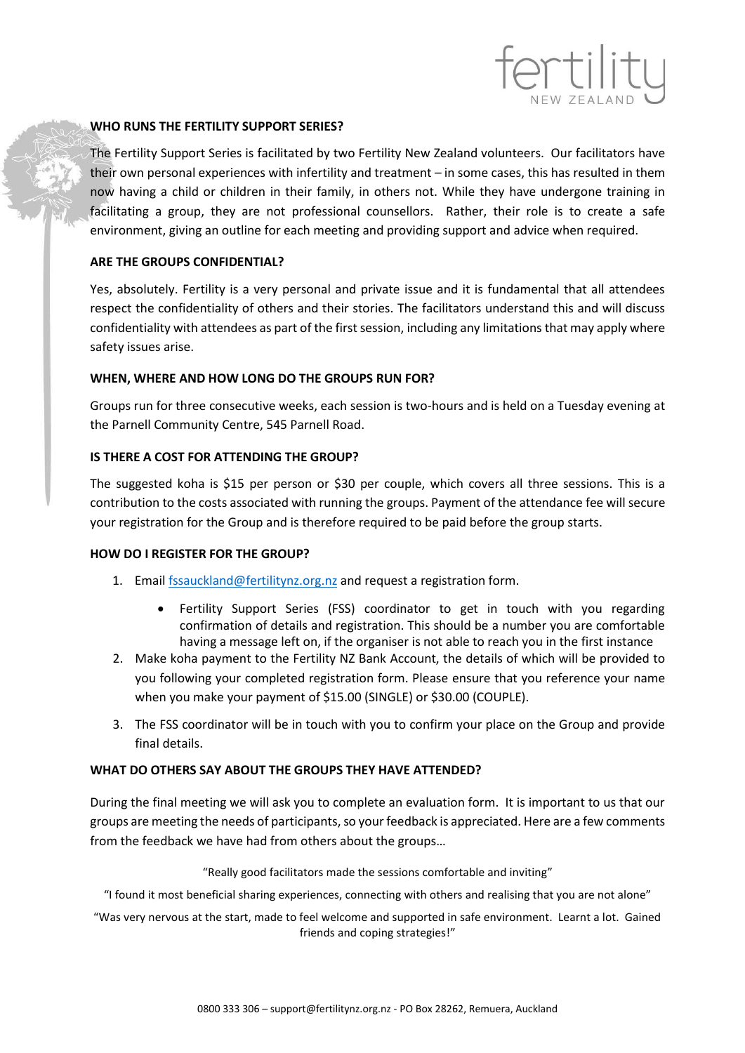### WHO RUNS THE FERTILITY SUPPORT SERIES?

The Fertility Support Series is facilitated by two Fertility New Zealand volunteers. Our facilitators have their own personal experiences with infertility and treatment – in some cases, this has resulted in them now having a child or children in their family, in others not. While they have undergone training in facilitating a group, they are not professional counsellors. Rather, their role is to create a safe environment, giving an outline for each meeting and providing support and advice when required.

### ARE THE GROUPS CONFIDENTIAL?

Yes, absolutely. Fertility is a very personal and private issue and it is fundamental that all attendees respect the confidentiality of others and their stories. The facilitators understand this and will discuss confidentiality with attendees as part of the first session, including any limitations that may apply where safety issues arise.

### WHEN, WHERE AND HOW LONG DO THE GROUPS RUN FOR?

Groups run for three consecutive weeks, each session is two-hours and is held on a Tuesday evening at the Parnell Community Centre, 545 Parnell Road.

### IS THERE A COST FOR ATTENDING THE GROUP?

The suggested koha is $15 per person or $30 per couple, which covers all three sessions. This is a contribution to the costs associated with running the groups. Payment of the attendance fee will secure your registration for the Group and is therefore required to be paid before the group starts.

### HOW DO I REGISTER FOR THE GROUP?

1. Email fssauckland@fertilitynz.org.nz and request a registration form.
   - Fertility Support Series (FSS) coordinator to get in touch with you regarding confirmation of details and registration. This should be a number you are comfortable having a message left on, if the organiser is not able to reach you in the first instance
2. Make koha payment to the Fertility NZ Bank Account, the details of which will be provided to you following your completed registration form. Please ensure that you reference your name when you make your payment of $15.00 (SINGLE) or $30.00 (COUPLE).
3. The FSS coordinator will be in touch with you to confirm your place on the Group and provide final details.

### WHAT DO OTHERS SAY ABOUT THE GROUPS THEY HAVE ATTENDED?

During the final meeting we will ask you to complete an evaluation form. It is important to us that our groups are meeting the needs of participants, so your feedback is appreciated. Here are a few comments from the feedback we have had from others about the groups…

"Really good facilitators made the sessions comfortable and inviting"

"I found it most beneficial sharing experiences, connecting with others and realising that you are not alone"

"Was very nervous at the start, made to feel welcome and supported in safe environment. Learnt a lot. Gained friends and coping strategies!"

0800 333 306 – support@fertilitynz.org.nz - PO Box 28262, Remuera, Auckland